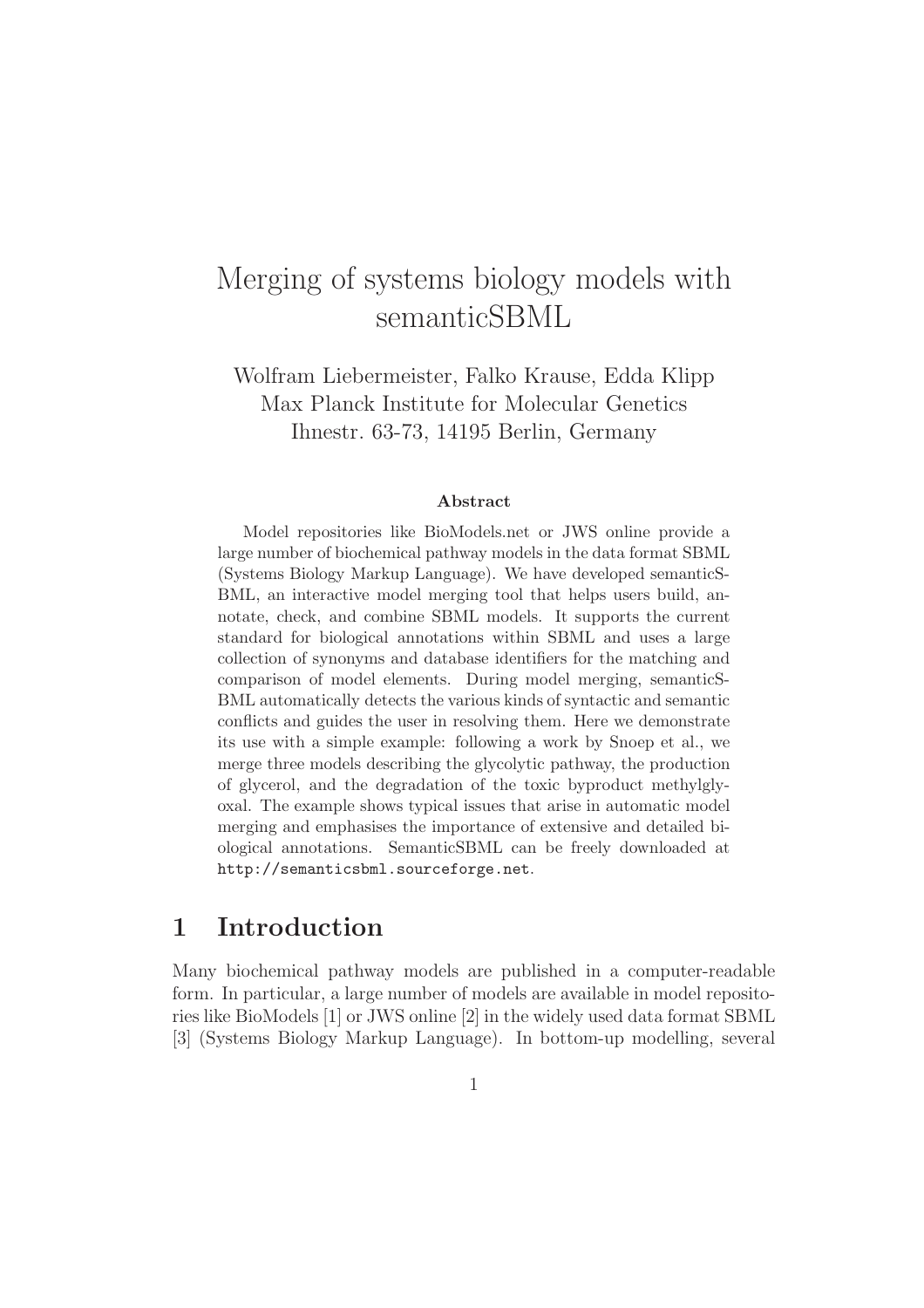# Merging of systems biology models with semanticSBML

Wolfram Liebermeister, Falko Krause, Edda Klipp
Max Planck Institute for Molecular Genetics
Ihnestr. 63-73, 14195 Berlin, Germany

### Abstract

Model repositories like BioModels.net or JWS online provide a large number of biochemical pathway models in the data format SBML (Systems Biology Markup Language). We have developed semanticSBML, an interactive model merging tool that helps users build, annotate, check, and combine SBML models. It supports the current standard for biological annotations within SBML and uses a large collection of synonyms and database identifiers for the matching and comparison of model elements. During model merging, semanticSBML automatically detects the various kinds of syntactic and semantic conflicts and guides the user in resolving them. Here we demonstrate its use with a simple example: following a work by Snoep et al., we merge three models describing the glycolytic pathway, the production of glycerol, and the degradation of the toxic byproduct methylglyoxal. The example shows typical issues that arise in automatic model merging and emphasises the importance of extensive and detailed biological annotations. SemanticSBML can be freely downloaded at `http://semanticsbml.sourceforge.net`.

## 1 Introduction

Many biochemical pathway models are published in a computer-readable form. In particular, a large number of models are available in model repositories like BioModels [1] or JWS online [2] in the widely used data format SBML [3] (Systems Biology Markup Language). In bottom-up modelling, several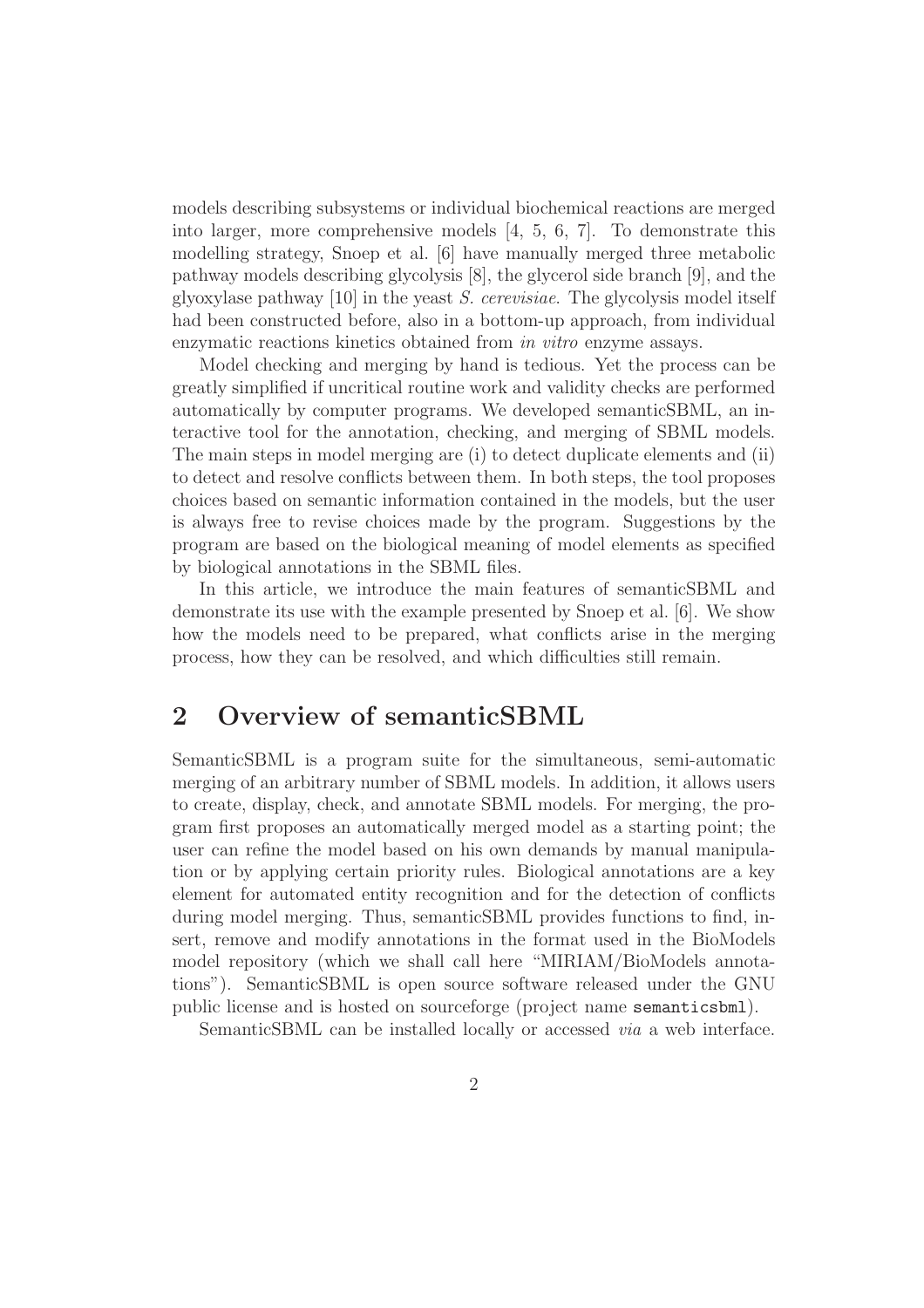models describing subsystems or individual biochemical reactions are merged into larger, more comprehensive models [4, 5, 6, 7]. To demonstrate this modelling strategy, Snoep et al. [6] have manually merged three metabolic pathway models describing glycolysis [8], the glycerol side branch [9], and the glyoxylase pathway [10] in the yeast *S. cerevisiae*. The glycolysis model itself had been constructed before, also in a bottom-up approach, from individual enzymatic reactions kinetics obtained from *in vitro* enzyme assays.

Model checking and merging by hand is tedious. Yet the process can be greatly simplified if uncritical routine work and validity checks are performed automatically by computer programs. We developed semanticSBML, an interactive tool for the annotation, checking, and merging of SBML models. The main steps in model merging are (i) to detect duplicate elements and (ii) to detect and resolve conflicts between them. In both steps, the tool proposes choices based on semantic information contained in the models, but the user is always free to revise choices made by the program. Suggestions by the program are based on the biological meaning of model elements as specified by biological annotations in the SBML files.

In this article, we introduce the main features of semanticSBML and demonstrate its use with the example presented by Snoep et al. [6]. We show how the models need to be prepared, what conflicts arise in the merging process, how they can be resolved, and which difficulties still remain.

## 2 Overview of semanticSBML

SemanticSBML is a program suite for the simultaneous, semi-automatic merging of an arbitrary number of SBML models. In addition, it allows users to create, display, check, and annotate SBML models. For merging, the program first proposes an automatically merged model as a starting point; the user can refine the model based on his own demands by manual manipulation or by applying certain priority rules. Biological annotations are a key element for automated entity recognition and for the detection of conflicts during model merging. Thus, semanticSBML provides functions to find, insert, remove and modify annotations in the format used in the BioModels model repository (which we shall call here "MIRIAM/BioModels annotations"). SemanticSBML is open source software released under the GNU public license and is hosted on sourceforge (project name `semanticsbml`).

SemanticSBML can be installed locally or accessed *via* a web interface.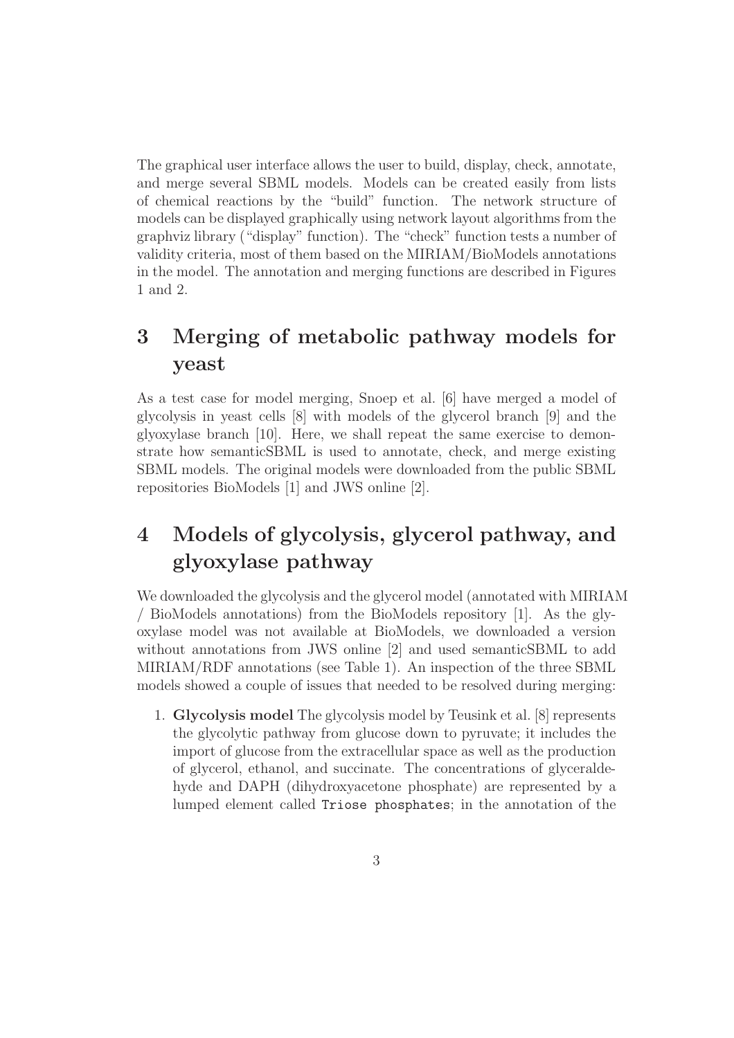The graphical user interface allows the user to build, display, check, annotate, and merge several SBML models. Models can be created easily from lists of chemical reactions by the "build" function. The network structure of models can be displayed graphically using network layout algorithms from the graphviz library ("display" function). The "check" function tests a number of validity criteria, most of them based on the MIRIAM/BioModels annotations in the model. The annotation and merging functions are described in Figures 1 and 2.

# 3 Merging of metabolic pathway models for yeast

As a test case for model merging, Snoep et al. [6] have merged a model of glycolysis in yeast cells [8] with models of the glycerol branch [9] and the glyoxylase branch [10]. Here, we shall repeat the same exercise to demonstrate how semanticSBML is used to annotate, check, and merge existing SBML models. The original models were downloaded from the public SBML repositories BioModels [1] and JWS online [2].

# 4 Models of glycolysis, glycerol pathway, and glyoxylase pathway

We downloaded the glycolysis and the glycerol model (annotated with MIRIAM / BioModels annotations) from the BioModels repository [1]. As the glyoxylase model was not available at BioModels, we downloaded a version without annotations from JWS online [2] and used semanticSBML to add MIRIAM/RDF annotations (see Table 1). An inspection of the three SBML models showed a couple of issues that needed to be resolved during merging:

1. **Glycolysis model** The glycolysis model by Teusink et al. [8] represents the glycolytic pathway from glucose down to pyruvate; it includes the import of glucose from the extracellular space as well as the production of glycerol, ethanol, and succinate. The concentrations of glyceraldehyde and DAPH (dihydroxyacetone phosphate) are represented by a lumped element called `Triose phosphates`; in the annotation of the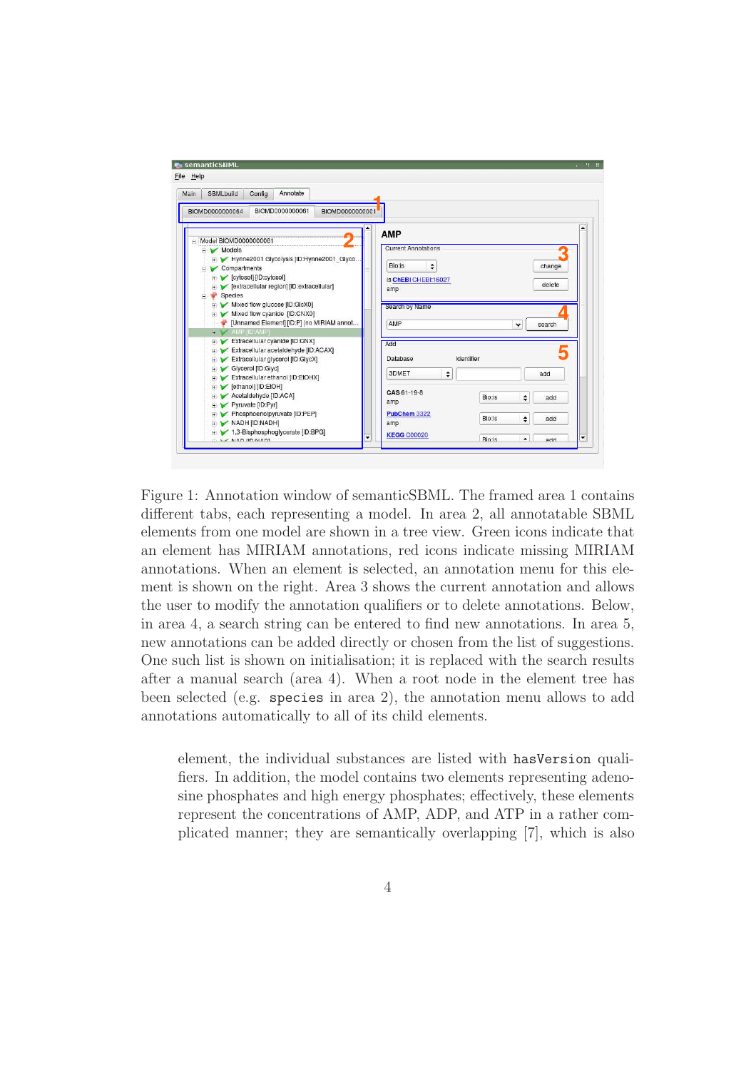Figure 1: Annotation window of semanticSBML. The framed area 1 contains different tabs, each representing a model. In area 2, all annotatable SBML elements from one model are shown in a tree view. Green icons indicate that an element has MIRIAM annotations, red icons indicate missing MIRIAM annotations. When an element is selected, an annotation menu for this element is shown on the right. Area 3 shows the current annotation and allows the user to modify the annotation qualifiers or to delete annotations. Below, in area 4, a search string can be entered to find new annotations. In area 5, new annotations can be added directly or chosen from the list of suggestions. One such list is shown on initialisation; it is replaced with the search results after a manual search (area 4). When a root node in the element tree has been selected (e.g. `species` in area 2), the annotation menu allows to add annotations automatically to all of its child elements.

element, the individual substances are listed with `hasVersion` qualifiers. In addition, the model contains two elements representing adenosine phosphates and high energy phosphates; effectively, these elements represent the concentrations of AMP, ADP, and ATP in a rather complicated manner; they are semantically overlapping [7], which is also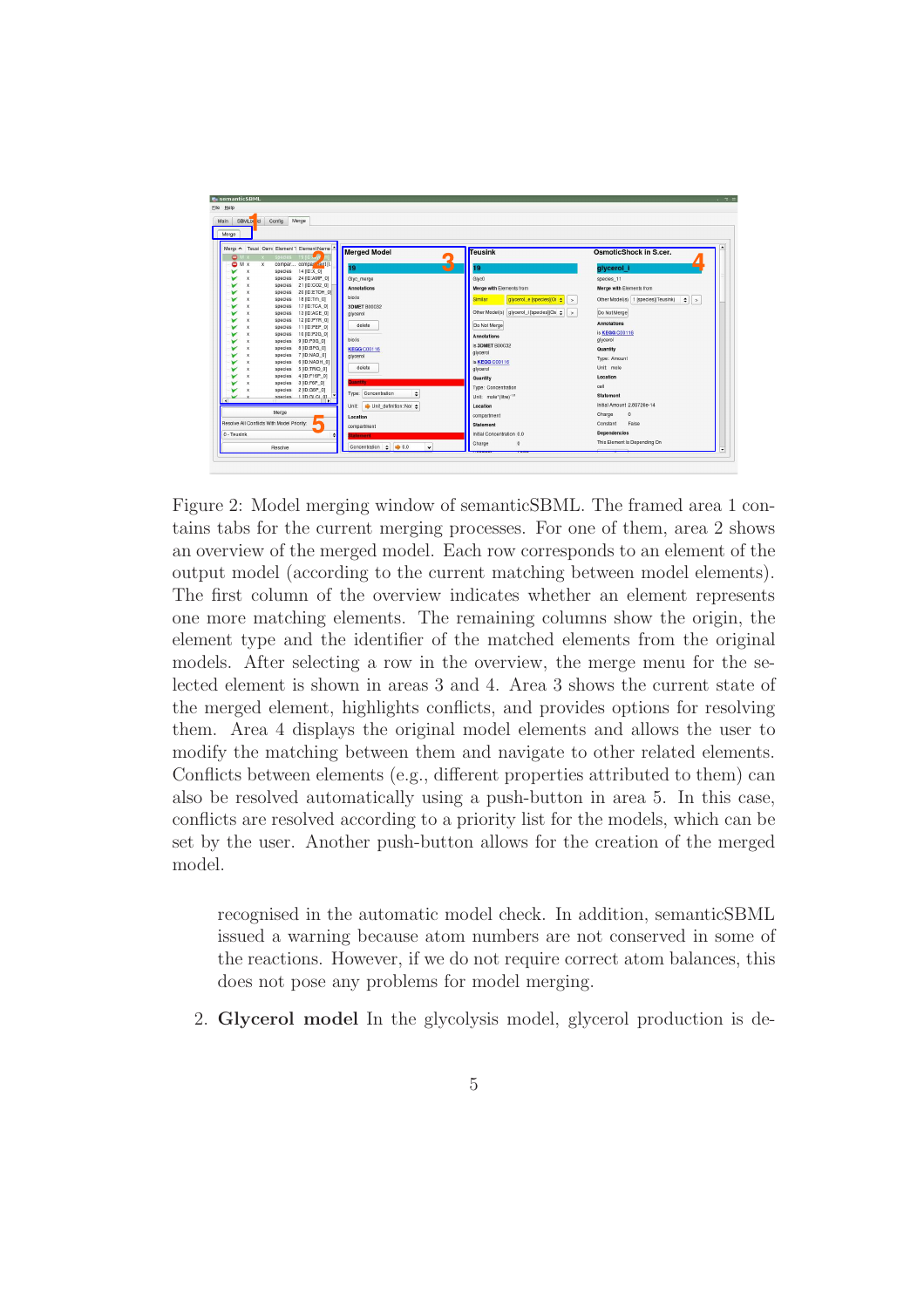Figure 2: Model merging window of semanticSBML. The framed area 1 contains tabs for the current merging processes. For one of them, area 2 shows an overview of the merged model. Each row corresponds to an element of the output model (according to the current matching between model elements). The first column of the overview indicates whether an element represents one more matching elements. The remaining columns show the origin, the element type and the identifier of the matched elements from the original models. After selecting a row in the overview, the merge menu for the selected element is shown in areas 3 and 4. Area 3 shows the current state of the merged element, highlights conflicts, and provides options for resolving them. Area 4 displays the original model elements and allows the user to modify the matching between them and navigate to other related elements. Conflicts between elements (e.g., different properties attributed to them) can also be resolved automatically using a push-button in area 5. In this case, conflicts are resolved according to a priority list for the models, which can be set by the user. Another push-button allows for the creation of the merged model.

recognised in the automatic model check. In addition, semanticSBML issued a warning because atom numbers are not conserved in some of the reactions. However, if we do not require correct atom balances, this does not pose any problems for model merging.

2. **Glycerol model** In the glycolysis model, glycerol production is de-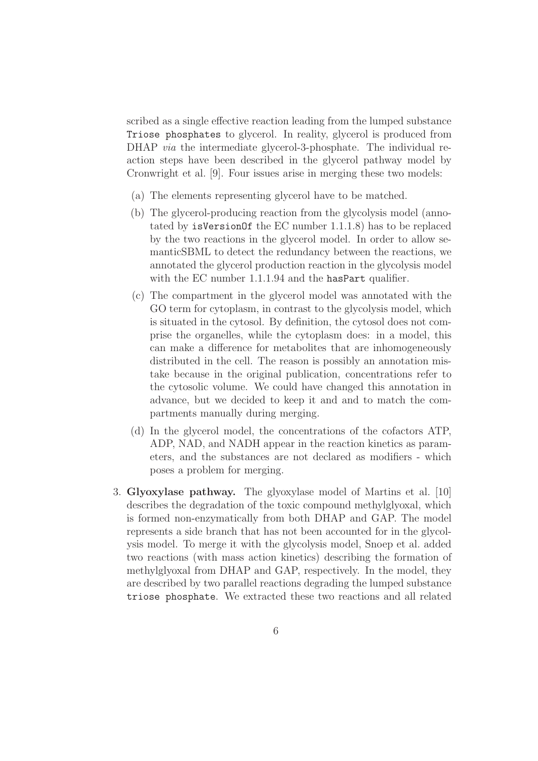scribed as a single effective reaction leading from the lumped substance `Triose phosphates` to glycerol. In reality, glycerol is produced from DHAP *via* the intermediate glycerol-3-phosphate. The individual reaction steps have been described in the glycerol pathway model by Cronwright et al. [9]. Four issues arise in merging these two models:

(a) The elements representing glycerol have to be matched.

(b) The glycerol-producing reaction from the glycolysis model (annotated by `isVersionOf` the EC number 1.1.1.8) has to be replaced by the two reactions in the glycerol model. In order to allow semanticSBML to detect the redundancy between the reactions, we annotated the glycerol production reaction in the glycolysis model with the EC number 1.1.1.94 and the `hasPart` qualifier.

(c) The compartment in the glycerol model was annotated with the GO term for cytoplasm, in contrast to the glycolysis model, which is situated in the cytosol. By definition, the cytosol does not comprise the organelles, while the cytoplasm does: in a model, this can make a difference for metabolites that are inhomogeneously distributed in the cell. The reason is possibly an annotation mistake because in the original publication, concentrations refer to the cytosolic volume. We could have changed this annotation in advance, but we decided to keep it and and to match the compartments manually during merging.

(d) In the glycerol model, the concentrations of the cofactors ATP, ADP, NAD, and NADH appear in the reaction kinetics as parameters, and the substances are not declared as modifiers - which poses a problem for merging.

3. **Glyoxylase pathway.** The glyoxylase model of Martins et al. [10] describes the degradation of the toxic compound methylglyoxal, which is formed non-enzymatically from both DHAP and GAP. The model represents a side branch that has not been accounted for in the glycolysis model. To merge it with the glycolysis model, Snoep et al. added two reactions (with mass action kinetics) describing the formation of methylglyoxal from DHAP and GAP, respectively. In the model, they are described by two parallel reactions degrading the lumped substance `triose phosphate`. We extracted these two reactions and all related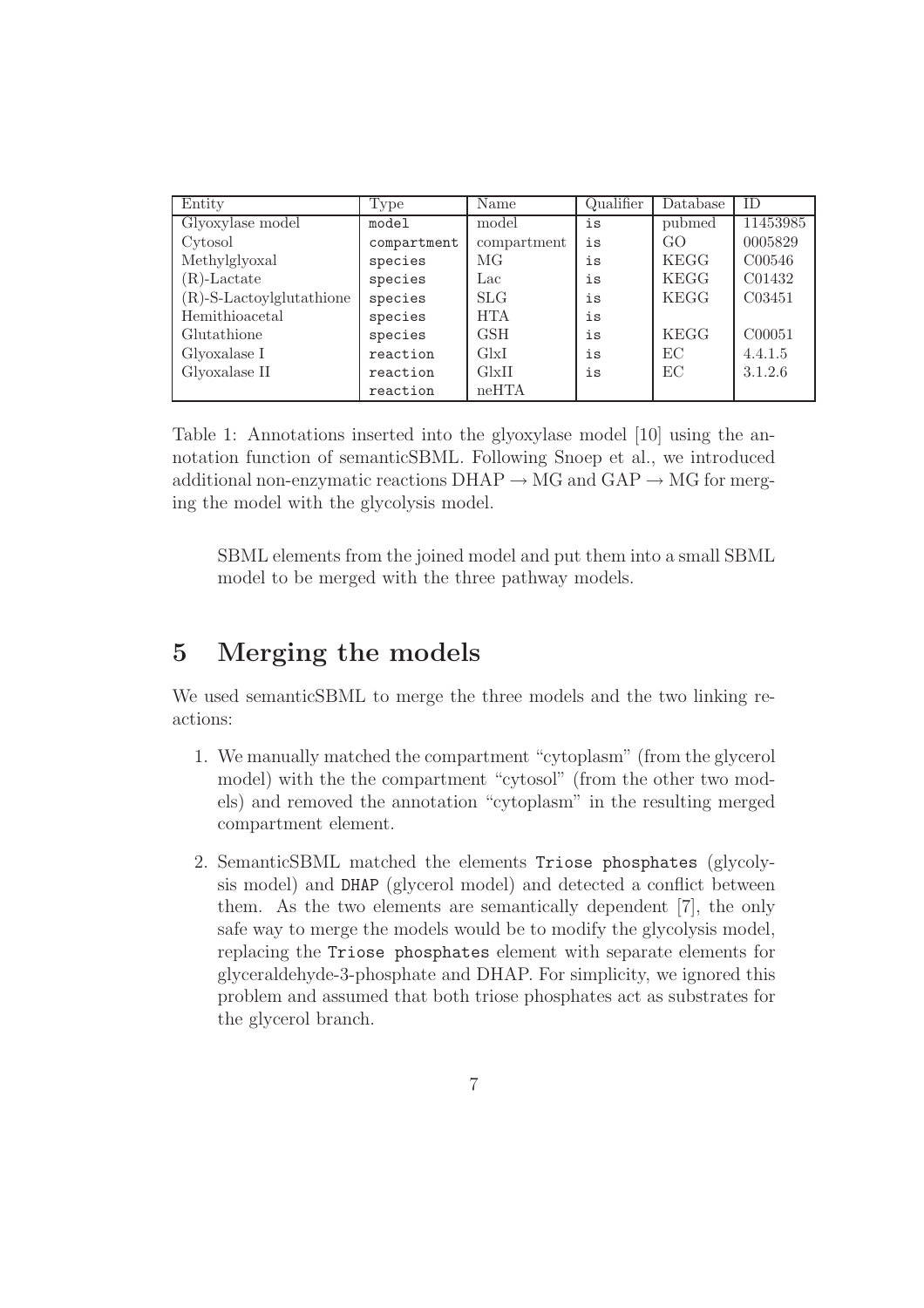| Entity | Type | Name | Qualifier | Database | ID |
|---|---|---|---|---|---|
| Glyoxylase model | `model` | model | `is` | pubmed | 11453985 |
| Cytosol | `compartment` | compartment | `is` | GO | 0005829 |
| Methylglyoxal | `species` | MG | `is` | KEGG | C00546 |
| (R)-Lactate | `species` | Lac | `is` | KEGG | C01432 |
| (R)-S-Lactoylglutathione | `species` | SLG | `is` | KEGG | C03451 |
| Hemithioacetal | `species` | HTA | `is` | | |
| Glutathione | `species` | GSH | `is` | KEGG | C00051 |
| Glyoxalase I | `reaction` | GlxI | `is` | EC | 4.4.1.5 |
| Glyoxalase II | `reaction` | GlxII | `is` | EC | 3.1.2.6 |
| | `reaction` | neHTA | | | |

Table 1: Annotations inserted into the glyoxylase model [10] using the annotation function of semanticSBML. Following Snoep et al., we introduced additional non-enzymatic reactions DHAP $\rightarrow$ MG and GAP $\rightarrow$ MG for merging the model with the glycolysis model.

SBML elements from the joined model and put them into a small SBML model to be merged with the three pathway models.

## 5 Merging the models

We used semanticSBML to merge the three models and the two linking reactions:

1. We manually matched the compartment "cytoplasm" (from the glycerol model) with the the compartment "cytosol" (from the other two models) and removed the annotation "cytoplasm" in the resulting merged compartment element.
2. SemanticSBML matched the elements `Triose phosphates` (glycolysis model) and `DHAP` (glycerol model) and detected a conflict between them. As the two elements are semantically dependent [7], the only safe way to merge the models would be to modify the glycolysis model, replacing the `Triose phosphates` element with separate elements for glyceraldehyde-3-phosphate and DHAP. For simplicity, we ignored this problem and assumed that both triose phosphates act as substrates for the glycerol branch.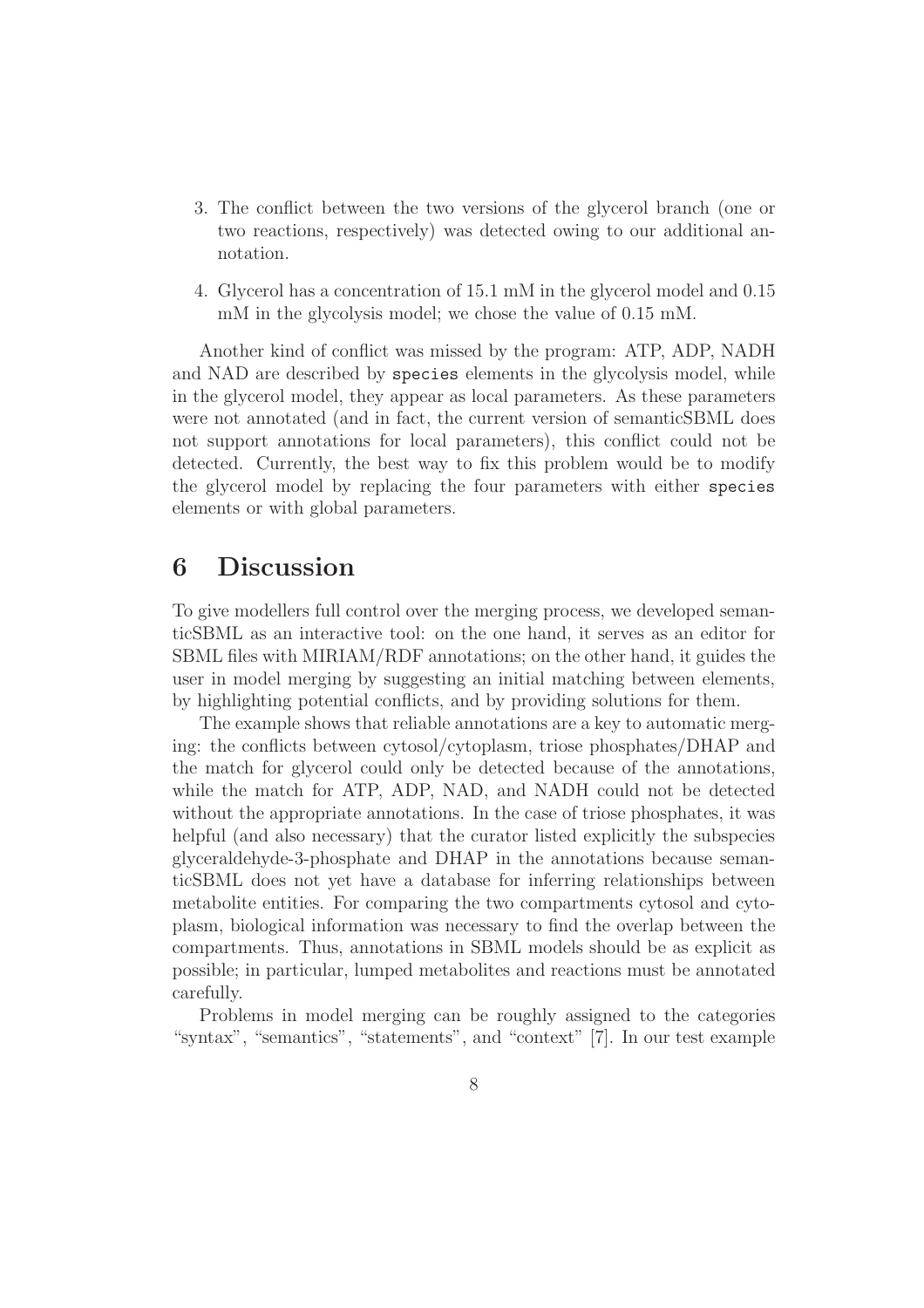3. The conflict between the two versions of the glycerol branch (one or two reactions, respectively) was detected owing to our additional annotation.

4. Glycerol has a concentration of 15.1 mM in the glycerol model and 0.15 mM in the glycolysis model; we chose the value of 0.15 mM.

Another kind of conflict was missed by the program: ATP, ADP, NADH and NAD are described by `species` elements in the glycolysis model, while in the glycerol model, they appear as local parameters. As these parameters were not annotated (and in fact, the current version of semanticSBML does not support annotations for local parameters), this conflict could not be detected. Currently, the best way to fix this problem would be to modify the glycerol model by replacing the four parameters with either `species` elements or with global parameters.

# 6 Discussion

To give modellers full control over the merging process, we developed semanticSBML as an interactive tool: on the one hand, it serves as an editor for SBML files with MIRIAM/RDF annotations; on the other hand, it guides the user in model merging by suggesting an initial matching between elements, by highlighting potential conflicts, and by providing solutions for them.

The example shows that reliable annotations are a key to automatic merging: the conflicts between cytosol/cytoplasm, triose phosphates/DHAP and the match for glycerol could only be detected because of the annotations, while the match for ATP, ADP, NAD, and NADH could not be detected without the appropriate annotations. In the case of triose phosphates, it was helpful (and also necessary) that the curator listed explicitly the subspecies glyceraldehyde-3-phosphate and DHAP in the annotations because semanticSBML does not yet have a database for inferring relationships between metabolite entities. For comparing the two compartments cytosol and cytoplasm, biological information was necessary to find the overlap between the compartments. Thus, annotations in SBML models should be as explicit as possible; in particular, lumped metabolites and reactions must be annotated carefully.

Problems in model merging can be roughly assigned to the categories "syntax", "semantics", "statements", and "context" [7]. In our test example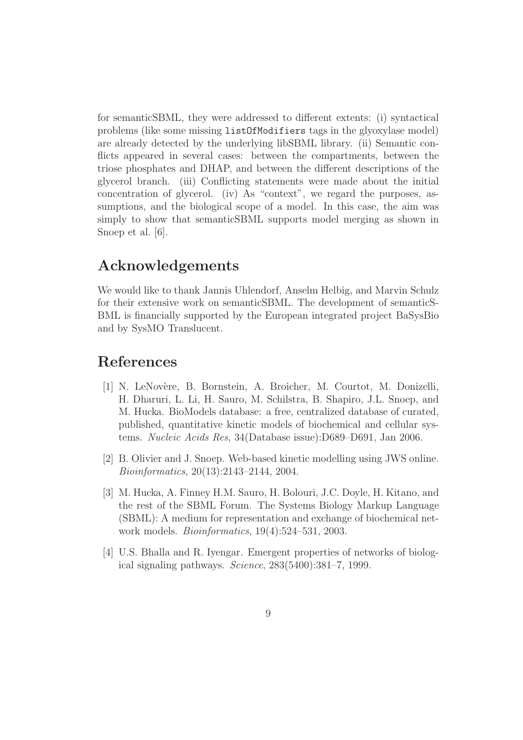for semanticSBML, they were addressed to different extents: (i) syntactical problems (like some missing `listOfModifiers` tags in the glyoxylase model) are already detected by the underlying libSBML library. (ii) Semantic conflicts appeared in several cases: between the compartments, between the triose phosphates and DHAP, and between the different descriptions of the glycerol branch. (iii) Conflicting statements were made about the initial concentration of glycerol. (iv) As "context", we regard the purposes, assumptions, and the biological scope of a model. In this case, the aim was simply to show that semanticSBML supports model merging as shown in Snoep et al. [6].

## Acknowledgements

We would like to thank Jannis Uhlendorf, Anselm Helbig, and Marvin Schulz for their extensive work on semanticSBML. The development of semanticSBML is financially supported by the European integrated project BaSysBio and by SysMO Translucent.

## References

[1] N. LeNovère, B. Bornstein, A. Broicher, M. Courtot, M. Donizelli, H. Dharuri, L. Li, H. Sauro, M. Schilstra, B. Shapiro, J.L. Snoep, and M. Hucka. BioModels database: a free, centralized database of curated, published, quantitative kinetic models of biochemical and cellular systems. *Nucleic Acids Res*, 34(Database issue):D689–D691, Jan 2006.

[2] B. Olivier and J. Snoep. Web-based kinetic modelling using JWS online. *Bioinformatics*, 20(13):2143–2144, 2004.

[3] M. Hucka, A. Finney H.M. Sauro, H. Bolouri, J.C. Doyle, H. Kitano, and the rest of the SBML Forum. The Systems Biology Markup Language (SBML): A medium for representation and exchange of biochemical network models. *Bioinformatics*, 19(4):524–531, 2003.

[4] U.S. Bhalla and R. Iyengar. Emergent properties of networks of biological signaling pathways. *Science*, 283(5400):381–7, 1999.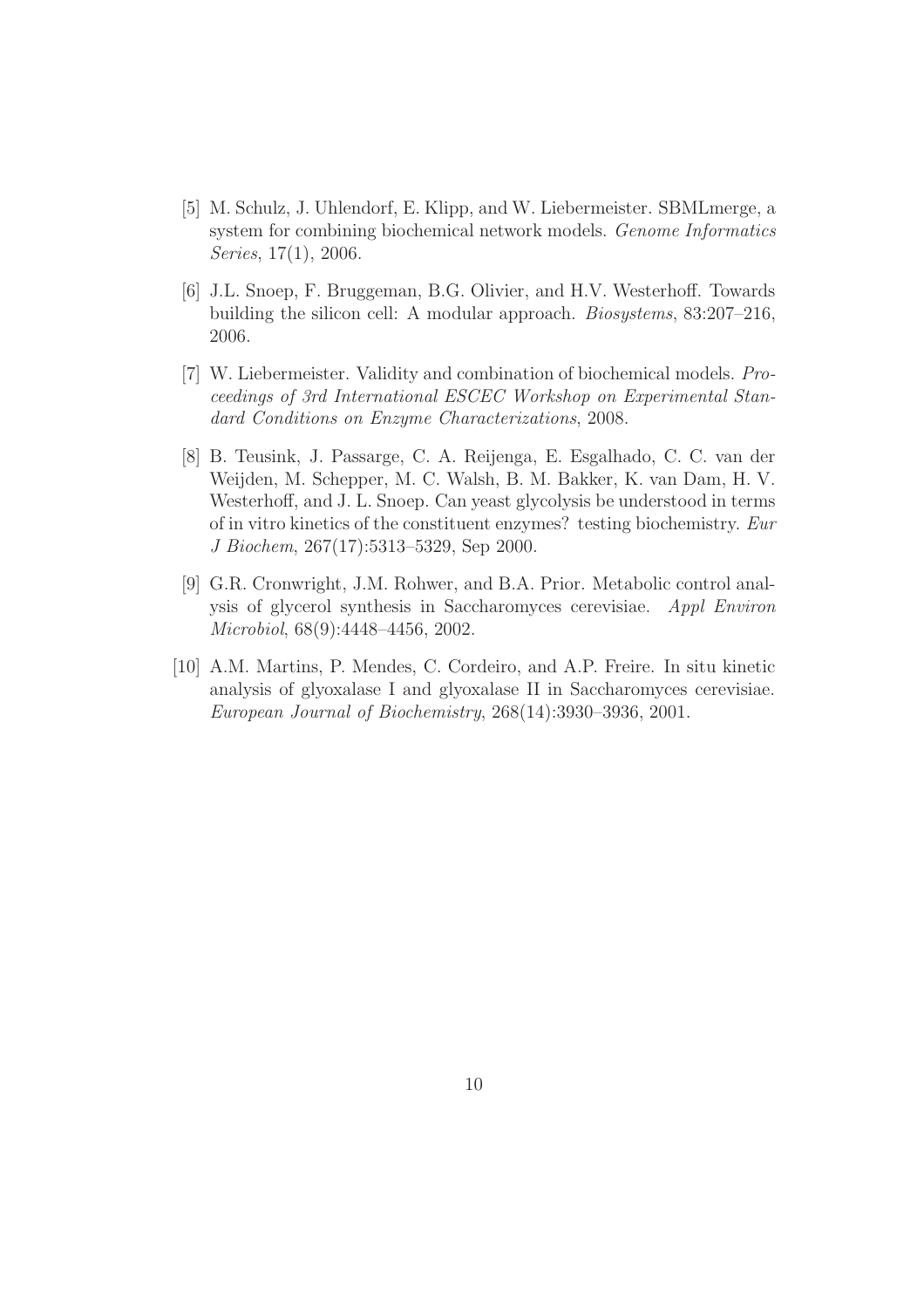[5] M. Schulz, J. Uhlendorf, E. Klipp, and W. Liebermeister. SBMLmerge, a system for combining biochemical network models. *Genome Informatics Series*, 17(1), 2006.

[6] J.L. Snoep, F. Bruggeman, B.G. Olivier, and H.V. Westerhoff. Towards building the silicon cell: A modular approach. *Biosystems*, 83:207–216, 2006.

[7] W. Liebermeister. Validity and combination of biochemical models. *Proceedings of 3rd International ESCEC Workshop on Experimental Standard Conditions on Enzyme Characterizations*, 2008.

[8] B. Teusink, J. Passarge, C. A. Reijenga, E. Esgalhado, C. C. van der Weijden, M. Schepper, M. C. Walsh, B. M. Bakker, K. van Dam, H. V. Westerhoff, and J. L. Snoep. Can yeast glycolysis be understood in terms of in vitro kinetics of the constituent enzymes? testing biochemistry. *Eur J Biochem*, 267(17):5313–5329, Sep 2000.

[9] G.R. Cronwright, J.M. Rohwer, and B.A. Prior. Metabolic control analysis of glycerol synthesis in Saccharomyces cerevisiae. *Appl Environ Microbiol*, 68(9):4448–4456, 2002.

[10] A.M. Martins, P. Mendes, C. Cordeiro, and A.P. Freire. In situ kinetic analysis of glyoxalase I and glyoxalase II in Saccharomyces cerevisiae. *European Journal of Biochemistry*, 268(14):3930–3936, 2001.